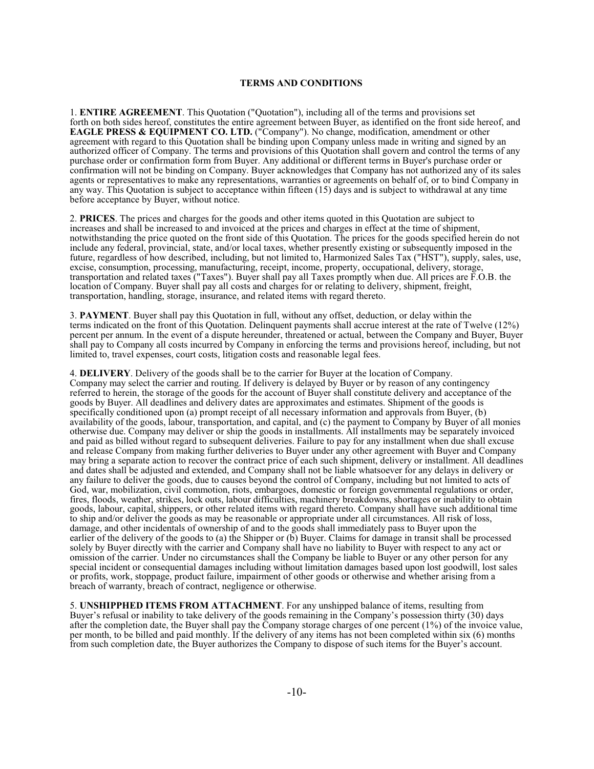## TERMS AND CONDITIONS

1. **ENTIRE AGREEMENT**. This Quotation ("Quotation"), including all of the terms and provisions set forth on both sides hereof, constitutes the entire agreement between Buyer, as identified on the front side hereof, and **EAGLE PRESS & EQUIPMENT CO. LTD.** ("Company"). No change, modification, amendment or other agreement with regard to this Quotation shall be binding upon Company unless made in writing and signed by an authorized officer of Company. The terms and provisions of this Quotation shall govern and control the terms of any purchase order or confirmation form from Buyer. Any additional or different terms in Buyer's purchase order or confirmation will not be binding on Company. Buyer acknowledges that Company has not authorized any of its sales agents or representatives to make any representations, warranties or agreements on behalf of, or to bind Company in any way. This Quotation is subject to acceptance within fifteen (15) days and is subject to withdrawal at any time before acceptance by Buyer, without notice.

2. **PRICES**. The prices and charges for the goods and other items quoted in this Quotation are subject to increases and shall be increased to and invoiced at the prices and charges in effect at the time of shipment, notwithstanding the price quoted on the front side of this Quotation. The prices for the goods specified herein do not include any federal, provincial, state, and/or local taxes, whether presently existing or subsequently imposed in the future, regardless of how described, including, but not limited to, Harmonized Sales Tax ("HST"), supply, sales, use, excise, consumption, processing, manufacturing, receipt, income, property, occupational, delivery, storage, transportation and related taxes ("Taxes"). Buyer shall pay all Taxes promptly when due. All prices are F.O.B. the location of Company. Buyer shall pay all costs and charges for or relating to delivery, shipment, freight, transportation, handling, storage, insurance, and related items with regard thereto.

3. **PAYMENT**. Buyer shall pay this Quotation in full, without any offset, deduction, or delay within the terms indicated on the front of this Quotation. Delinquent payments shall accrue interest at the rate of Twelve (12%) percent per annum. In the event of a dispute hereunder, threatened or actual, between the Company and Buyer, Buyer shall pay to Company all costs incurred by Company in enforcing the terms and provisions hereof, including, but not limited to, travel expenses, court costs, litigation costs and reasonable legal fees.

4. **DELIVERY**. Delivery of the goods shall be to the carrier for Buyer at the location of Company. Company may select the carrier and routing. If delivery is delayed by Buyer or by reason of any contingency referred to herein, the storage of the goods for the account of Buyer shall constitute delivery and acceptance of the goods by Buyer. All deadlines and delivery dates are approximates and estimates. Shipment of the goods is specifically conditioned upon (a) prompt receipt of all necessary information and approvals from Buyer, (b) availability of the goods, labour, transportation, and capital, and (c) the payment to Company by Buyer of all monies otherwise due. Company may deliver or ship the goods in installments. All installments may be separately invoiced and paid as billed without regard to subsequent deliveries. Failure to pay for any installment when due shall excuse and release Company from making further deliveries to Buyer under any other agreement with Buyer and Company may bring a separate action to recover the contract price of each such shipment, delivery or installment. All deadlines and dates shall be adjusted and extended, and Company shall not be liable whatsoever for any delays in delivery or any failure to deliver the goods, due to causes beyond the control of Company, including but not limited to acts of God, war, mobilization, civil commotion, riots, embargoes, domestic or foreign governmental regulations or order, fires, floods, weather, strikes, lock outs, labour difficulties, machinery breakdowns, shortages or inability to obtain goods, labour, capital, shippers, or other related items with regard thereto. Company shall have such additional time to ship and/or deliver the goods as may be reasonable or appropriate under all circumstances. All risk of loss, damage, and other incidentals of ownership of and to the goods shall immediately pass to Buyer upon the earlier of the delivery of the goods to (a) the Shipper or (b) Buyer. Claims for damage in transit shall be processed solely by Buyer directly with the carrier and Company shall have no liability to Buyer with respect to any act or omission of the carrier. Under no circumstances shall the Company be liable to Buyer or any other person for any special incident or consequential damages including without limitation damages based upon lost goodwill, lost sales or profits, work, stoppage, product failure, impairment of other goods or otherwise and whether arising from a breach of warranty, breach of contract, negligence or otherwise.

5. **UNSHIPPHED ITEMS FROM ATTACHMENT**. For any unshipped balance of items, resulting from Buyer's refusal or inability to take delivery of the goods remaining in the Company's possession thirty (30) days after the completion date, the Buyer shall pay the Company storage charges of one percent (1%) of the invoice value, per month, to be billed and paid monthly. If the delivery of any items has not been completed within six (6) months from such completion date, the Buyer authorizes the Company to dispose of such items for the Buyer's account.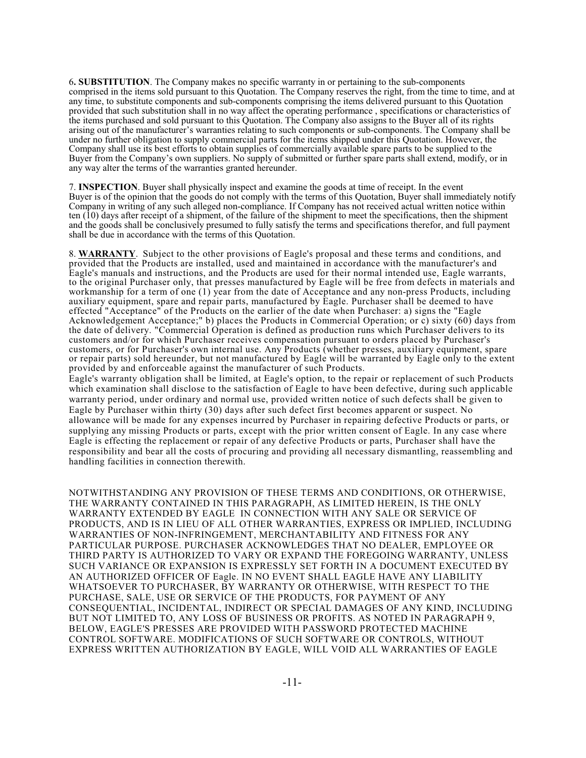6**. SUBSTITUTION**. The Company makes no specific warranty in or pertaining to the sub-components comprised in the items sold pursuant to this Quotation. The Company reserves the right, from the time to time, and at any time, to substitute components and sub-components comprising the items delivered pursuant to this Quotation provided that such substitution shall in no way affect the operating performance , specifications or characteristics of the items purchased and sold pursuant to this Quotation. The Company also assigns to the Buyer all of its rights arising out of the manufacturer's warranties relating to such components or sub-components. The Company shall be under no further obligation to supply commercial parts for the items shipped under this Quotation. However, the Company shall use its best efforts to obtain supplies of commercially available spare parts to be supplied to the Buyer from the Company's own suppliers. No supply of submitted or further spare parts shall extend, modify, or in any way alter the terms of the warranties granted hereunder.

7. **INSPECTION**. Buyer shall physically inspect and examine the goods at time of receipt. In the event Buyer is of the opinion that the goods do not comply with the terms of this Quotation, Buyer shall immediately notify Company in writing of any such alleged non-compliance. If Company has not received actual written notice within ten (10) days after receipt of a shipment, of the failure of the shipment to meet the specifications, then the shipment and the goods shall be conclusively presumed to fully satisfy the terms and specifications therefor, and full payment shall be due in accordance with the terms of this Quotation.

8. **WARRANTY**. Subject to the other provisions of Eagle's proposal and these terms and conditions, and provided that the Products are installed, used and maintained in accordance with the manufacturer's and Eagle's manuals and instructions, and the Products are used for their normal intended use, Eagle warrants, to the original Purchaser only, that presses manufactured by Eagle will be free from defects in materials and workmanship for a term of one (1) year from the date of Acceptance and any non-press Products, including auxiliary equipment, spare and repair parts, manufactured by Eagle. Purchaser shall be deemed to have effected "Acceptance" of the Products on the earlier of the date when Purchaser: a) signs the "Eagle Acknowledgement Acceptance;" b) places the Products in Commercial Operation; or c) sixty (60) days from the date of delivery. "Commercial Operation is defined as production runs which Purchaser delivers to its customers and/or for which Purchaser receives compensation pursuant to orders placed by Purchaser's customers, or for Purchaser's own internal use. Any Products (whether presses, auxiliary equipment, spare or repair parts) sold hereunder, but not manufactured by Eagle will be warranted by Eagle only to the extent provided by and enforceable against the manufacturer of such Products.

Eagle's warranty obligation shall be limited, at Eagle's option, to the repair or replacement of such Products which examination shall disclose to the satisfaction of Eagle to have been defective, during such applicable warranty period, under ordinary and normal use, provided written notice of such defects shall be given to Eagle by Purchaser within thirty (30) days after such defect first becomes apparent or suspect. No allowance will be made for any expenses incurred by Purchaser in repairing defective Products or parts, or supplying any missing Products or parts, except with the prior written consent of Eagle. In any case where Eagle is effecting the replacement or repair of any defective Products or parts, Purchaser shall have the responsibility and bear all the costs of procuring and providing all necessary dismantling, reassembling and handling facilities in connection therewith.

NOTWITHSTANDING ANY PROVISION OF THESE TERMS AND CONDITIONS, OR OTHERWISE, THE WARRANTY CONTAINED IN THIS PARAGRAPH, AS LIMITED HEREIN, IS THE ONLY WARRANTY EXTENDED BY EAGLE IN CONNECTION WITH ANY SALE OR SERVICE OF PRODUCTS, AND IS IN LIEU OF ALL OTHER WARRANTIES, EXPRESS OR IMPLIED, INCLUDING WARRANTIES OF NON-INFRINGEMENT, MERCHANTABILITY AND FITNESS FOR ANY PARTICULAR PURPOSE. PURCHASER ACKNOWLEDGES THAT NO DEALER, EMPLOYEE OR THIRD PARTY IS AUTHORIZED TO VARY OR EXPAND THE FOREGOING WARRANTY, UNLESS SUCH VARIANCE OR EXPANSION IS EXPRESSLY SET FORTH IN A DOCUMENT EXECUTED BY AN AUTHORIZED OFFICER OF Eagle. IN NO EVENT SHALL EAGLE HAVE ANY LIABILITY WHATSOEVER TO PURCHASER, BY WARRANTY OR OTHERWISE, WITH RESPECT TO THE PURCHASE, SALE, USE OR SERVICE OF THE PRODUCTS, FOR PAYMENT OF ANY CONSEQUENTIAL, INCIDENTAL, INDIRECT OR SPECIAL DAMAGES OF ANY KIND, INCLUDING BUT NOT LIMITED TO, ANY LOSS OF BUSINESS OR PROFITS. AS NOTED IN PARAGRAPH 9, BELOW, EAGLE'S PRESSES ARE PROVIDED WITH PASSWORD PROTECTED MACHINE CONTROL SOFTWARE. MODIFICATIONS OF SUCH SOFTWARE OR CONTROLS, WITHOUT EXPRESS WRITTEN AUTHORIZATION BY EAGLE, WILL VOID ALL WARRANTIES OF EAGLE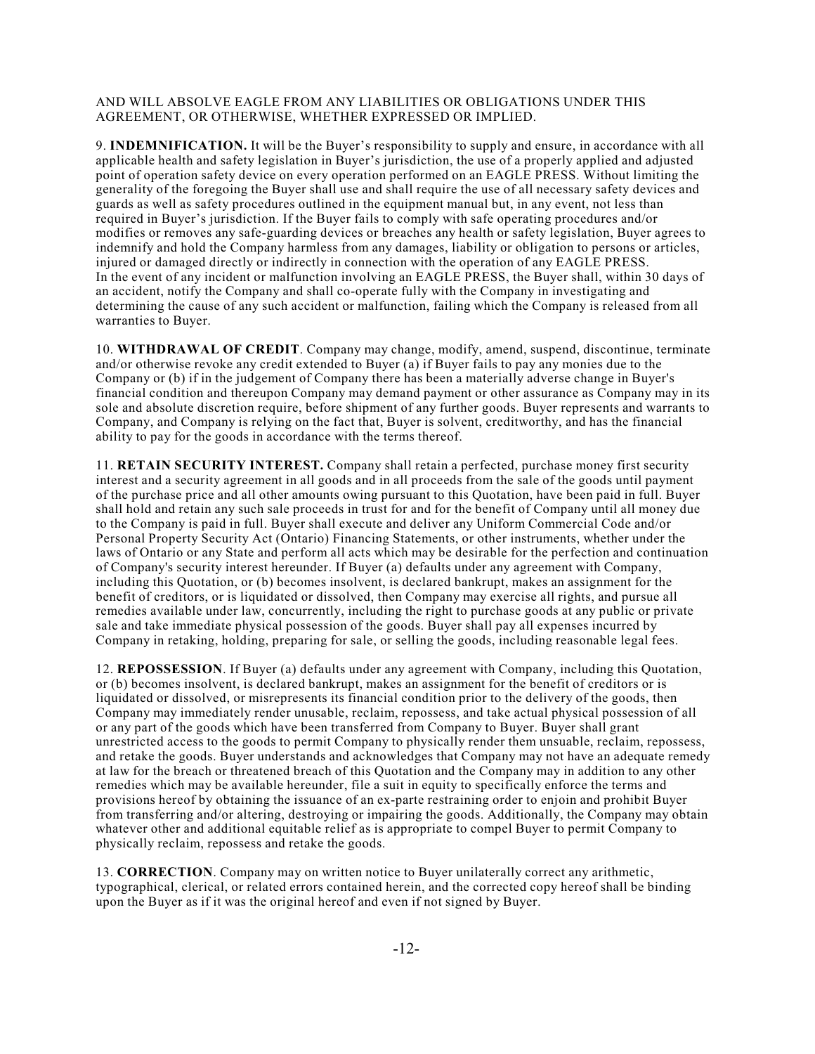AND WILL ABSOLVE EAGLE FROM ANY LIABILITIES OR OBLIGATIONS UNDER THIS AGREEMENT, OR OTHERWISE, WHETHER EXPRESSED OR IMPLIED.

9. **INDEMNIFICATION.** It will be the Buyer's responsibility to supply and ensure, in accordance with all applicable health and safety legislation in Buyer's jurisdiction, the use of a properly applied and adjusted point of operation safety device on every operation performed on an EAGLE PRESS. Without limiting the generality of the foregoing the Buyer shall use and shall require the use of all necessary safety devices and guards as well as safety procedures outlined in the equipment manual but, in any event, not less than required in Buyer's jurisdiction. If the Buyer fails to comply with safe operating procedures and/or modifies or removes any safe-guarding devices or breaches any health or safety legislation, Buyer agrees to indemnify and hold the Company harmless from any damages, liability or obligation to persons or articles, injured or damaged directly or indirectly in connection with the operation of any EAGLE PRESS. In the event of any incident or malfunction involving an EAGLE PRESS, the Buyer shall, within 30 days of an accident, notify the Company and shall co-operate fully with the Company in investigating and determining the cause of any such accident or malfunction, failing which the Company is released from all warranties to Buyer.

10. **WITHDRAWAL OF CREDIT**. Company may change, modify, amend, suspend, discontinue, terminate and/or otherwise revoke any credit extended to Buyer (a) if Buyer fails to pay any monies due to the Company or (b) if in the judgement of Company there has been a materially adverse change in Buyer's financial condition and thereupon Company may demand payment or other assurance as Company may in its sole and absolute discretion require, before shipment of any further goods. Buyer represents and warrants to Company, and Company is relying on the fact that, Buyer is solvent, creditworthy, and has the financial ability to pay for the goods in accordance with the terms thereof.

11. **RETAIN SECURITY INTEREST.** Company shall retain a perfected, purchase money first security interest and a security agreement in all goods and in all proceeds from the sale of the goods until payment of the purchase price and all other amounts owing pursuant to this Quotation, have been paid in full. Buyer shall hold and retain any such sale proceeds in trust for and for the benefit of Company until all money due to the Company is paid in full. Buyer shall execute and deliver any Uniform Commercial Code and/or Personal Property Security Act (Ontario) Financing Statements, or other instruments, whether under the laws of Ontario or any State and perform all acts which may be desirable for the perfection and continuation of Company's security interest hereunder. If Buyer (a) defaults under any agreement with Company, including this Quotation, or (b) becomes insolvent, is declared bankrupt, makes an assignment for the benefit of creditors, or is liquidated or dissolved, then Company may exercise all rights, and pursue all remedies available under law, concurrently, including the right to purchase goods at any public or private sale and take immediate physical possession of the goods. Buyer shall pay all expenses incurred by Company in retaking, holding, preparing for sale, or selling the goods, including reasonable legal fees.

12. **REPOSSESSION**. If Buyer (a) defaults under any agreement with Company, including this Quotation, or (b) becomes insolvent, is declared bankrupt, makes an assignment for the benefit of creditors or is liquidated or dissolved, or misrepresents its financial condition prior to the delivery of the goods, then Company may immediately render unusable, reclaim, repossess, and take actual physical possession of all or any part of the goods which have been transferred from Company to Buyer. Buyer shall grant unrestricted access to the goods to permit Company to physically render them unusable, reclaim, repossess, and retake the goods. Buyer understands and acknowledges that Company may not have an adequate remedy at law for the breach or threatened breach of this Quotation and the Company may in addition to any other remedies which may be available hereunder, file a suit in equity to specifically enforce the terms and provisions hereof by obtaining the issuance of an ex-parte restraining order to enjoin and prohibit Buyer from transferring and/or altering, destroying or impairing the goods. Additionally, the Company may obtain whatever other and additional equitable relief as is appropriate to compel Buyer to permit Company to physically reclaim, repossess and retake the goods.

13. **CORRECTION**. Company may on written notice to Buyer unilaterally correct any arithmetic, typographical, clerical, or related errors contained herein, and the corrected copy hereof shall be binding upon the Buyer as if it was the original hereof and even if not signed by Buyer.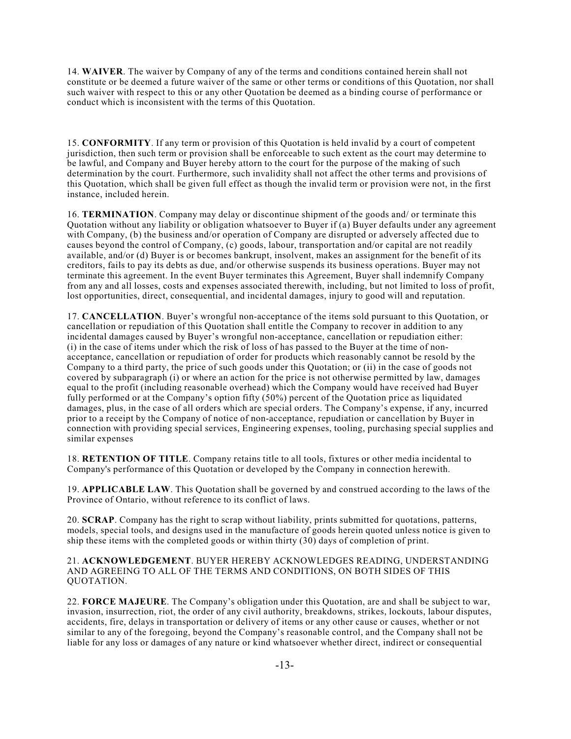14. **WAIVER**. The waiver by Company of any of the terms and conditions contained herein shall not constitute or be deemed a future waiver of the same or other terms or conditions of this Quotation, nor shall such waiver with respect to this or any other Quotation be deemed as a binding course of performance or conduct which is inconsistent with the terms of this Quotation.

15. **CONFORMITY**. If any term or provision of this Quotation is held invalid by a court of competent jurisdiction, then such term or provision shall be enforceable to such extent as the court may determine to be lawful, and Company and Buyer hereby attorn to the court for the purpose of the making of such determination by the court. Furthermore, such invalidity shall not affect the other terms and provisions of this Quotation, which shall be given full effect as though the invalid term or provision were not, in the first instance, included herein.

16. **TERMINATION**. Company may delay or discontinue shipment of the goods and/ or terminate this Quotation without any liability or obligation whatsoever to Buyer if (a) Buyer defaults under any agreement with Company, (b) the business and/or operation of Company are disrupted or adversely affected due to causes beyond the control of Company, (c) goods, labour, transportation and/or capital are not readily available, and/or (d) Buyer is or becomes bankrupt, insolvent, makes an assignment for the benefit of its creditors, fails to pay its debts as due, and/or otherwise suspends its business operations. Buyer may not terminate this agreement. In the event Buyer terminates this Agreement, Buyer shall indemnify Company from any and all losses, costs and expenses associated therewith, including, but not limited to loss of profit, lost opportunities, direct, consequential, and incidental damages, injury to good will and reputation.

17. **CANCELLATION**. Buyer's wrongful non-acceptance of the items sold pursuant to this Quotation, or cancellation or repudiation of this Quotation shall entitle the Company to recover in addition to any incidental damages caused by Buyer's wrongful non-acceptance, cancellation or repudiation either: (i) in the case of items under which the risk of loss of has passed to the Buyer at the time of non-acceptance, cancellation or repudiation of order for products which reasonably cannot be resold by the Company to a third party, the price of such goods under this Quotation; or (ii) in the case of goods not covered by subparagraph (i) or where an action for the price is not otherwise permitted by law, damages equal to the profit (including reasonable overhead) which the Company would have received had Buyer fully performed or at the Company's option fifty (50%) percent of the Quotation price as liquidated damages, plus, in the case of all orders which are special orders. The Company's expense, if any, incurred prior to a receipt by the Company of notice of non-acceptance, repudiation or cancellation by Buyer in connection with providing special services, Engineering expenses, tooling, purchasing special supplies and similar expenses

18. **RETENTION OF TITLE**. Company retains title to all tools, fixtures or other media incidental to Company's performance of this Quotation or developed by the Company in connection herewith.

19. **APPLICABLE LAW**. This Quotation shall be governed by and construed according to the laws of the Province of Ontario, without reference to its conflict of laws.

20. **SCRAP**. Company has the right to scrap without liability, prints submitted for quotations, patterns, models, special tools, and designs used in the manufacture of goods herein quoted unless notice is given to ship these items with the completed goods or within thirty (30) days of completion of print.

21. **ACKNOWLEDGEMENT**. BUYER HEREBY ACKNOWLEDGES READING, UNDERSTANDING AND AGREEING TO ALL OF THE TERMS AND CONDITIONS, ON BOTH SIDES OF THIS QUOTATION.

22. **FORCE MAJEURE**. The Company's obligation under this Quotation, are and shall be subject to war, invasion, insurrection, riot, the order of any civil authority, breakdowns, strikes, lockouts, labour disputes, accidents, fire, delays in transportation or delivery of items or any other cause or causes, whether or not similar to any of the foregoing, beyond the Company's reasonable control, and the Company shall not be liable for any loss or damages of any nature or kind whatsoever whether direct, indirect or consequential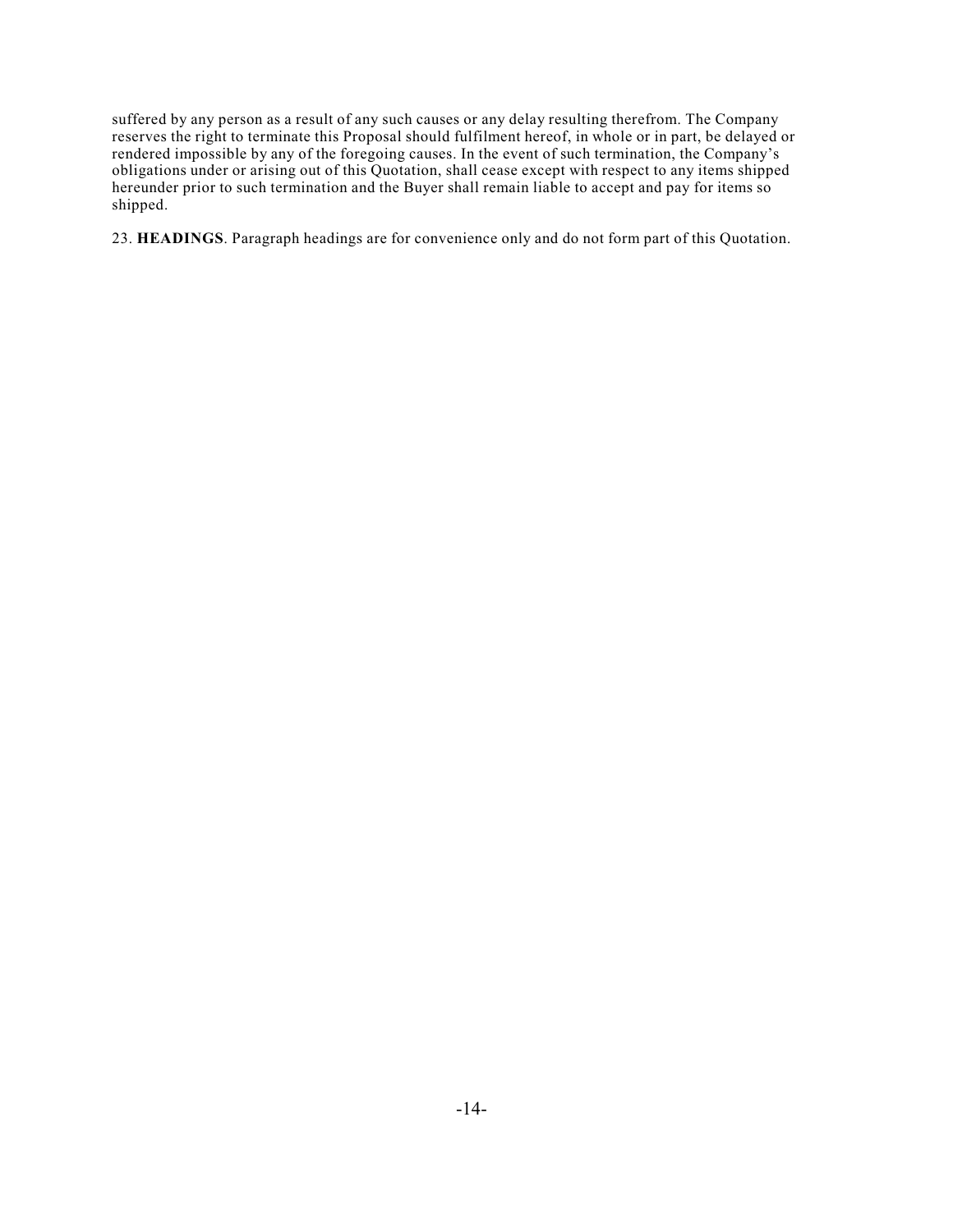suffered by any person as a result of any such causes or any delay resulting therefrom. The Company reserves the right to terminate this Proposal should fulfilment hereof, in whole or in part, be delayed or rendered impossible by any of the foregoing causes. In the event of such termination, the Company's obligations under or arising out of this Quotation, shall cease except with respect to any items shipped hereunder prior to such termination and the Buyer shall remain liable to accept and pay for items so shipped.

23. **HEADINGS**. Paragraph headings are for convenience only and do not form part of this Quotation.